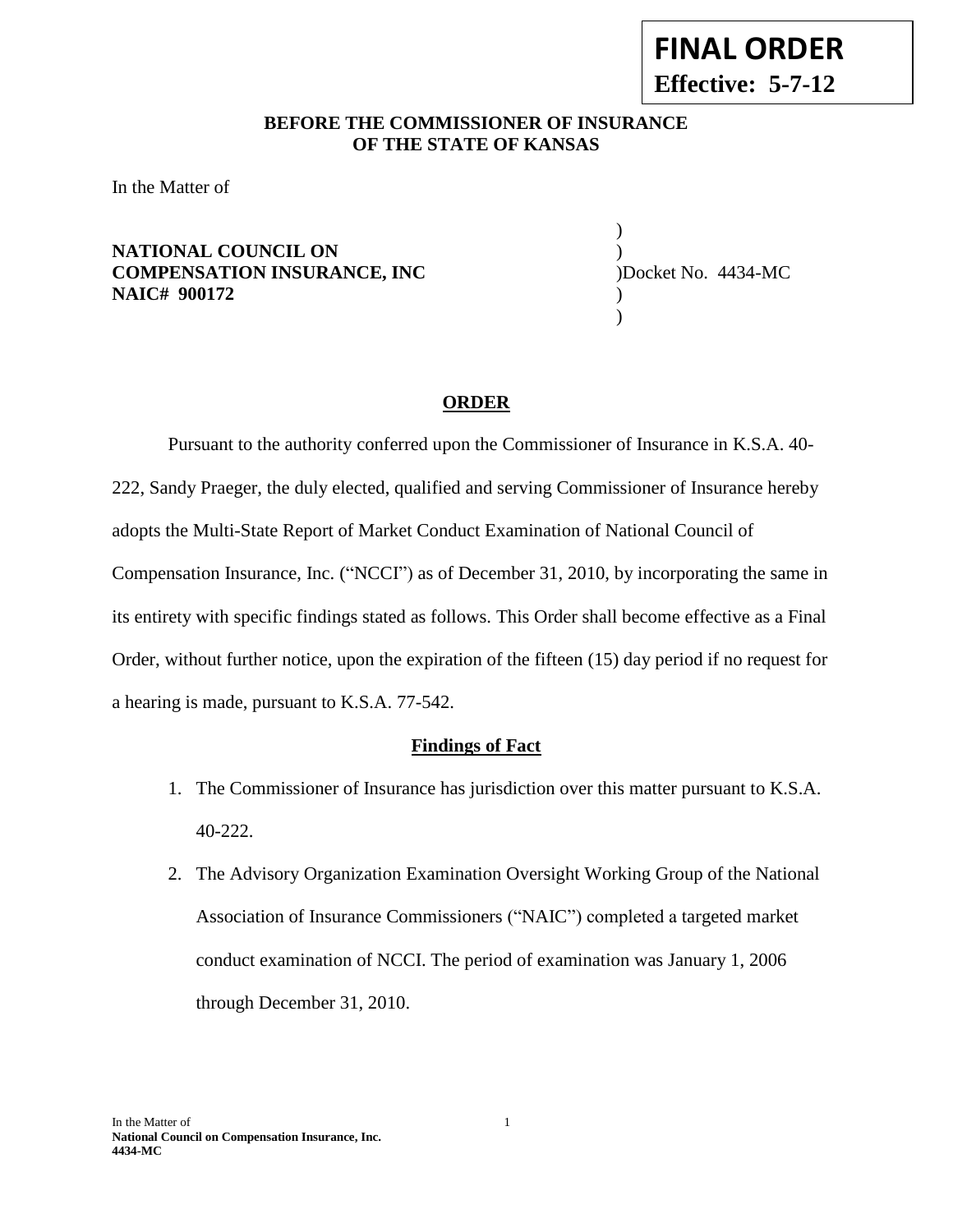**FINAL ORDER**
**Effective: 5-7-12**

**BEFORE THE COMMISSIONER OF INSURANCE**
**OF THE STATE OF KANSAS**

In the Matter of

**NATIONAL COUNCIL ON**
**COMPENSATION INSURANCE, INC**
**NAIC# 900172**

Docket No. 4434-MC

## ORDER

Pursuant to the authority conferred upon the Commissioner of Insurance in K.S.A. 40-222, Sandy Praeger, the duly elected, qualified and serving Commissioner of Insurance hereby adopts the Multi-State Report of Market Conduct Examination of National Council of Compensation Insurance, Inc. ("NCCI") as of December 31, 2010, by incorporating the same in its entirety with specific findings stated as follows. This Order shall become effective as a Final Order, without further notice, upon the expiration of the fifteen (15) day period if no request for a hearing is made, pursuant to K.S.A. 77-542.

### Findings of Fact

1. The Commissioner of Insurance has jurisdiction over this matter pursuant to K.S.A. 40-222.
2. The Advisory Organization Examination Oversight Working Group of the National Association of Insurance Commissioners ("NAIC") completed a targeted market conduct examination of NCCI. The period of examination was January 1, 2006 through December 31, 2010.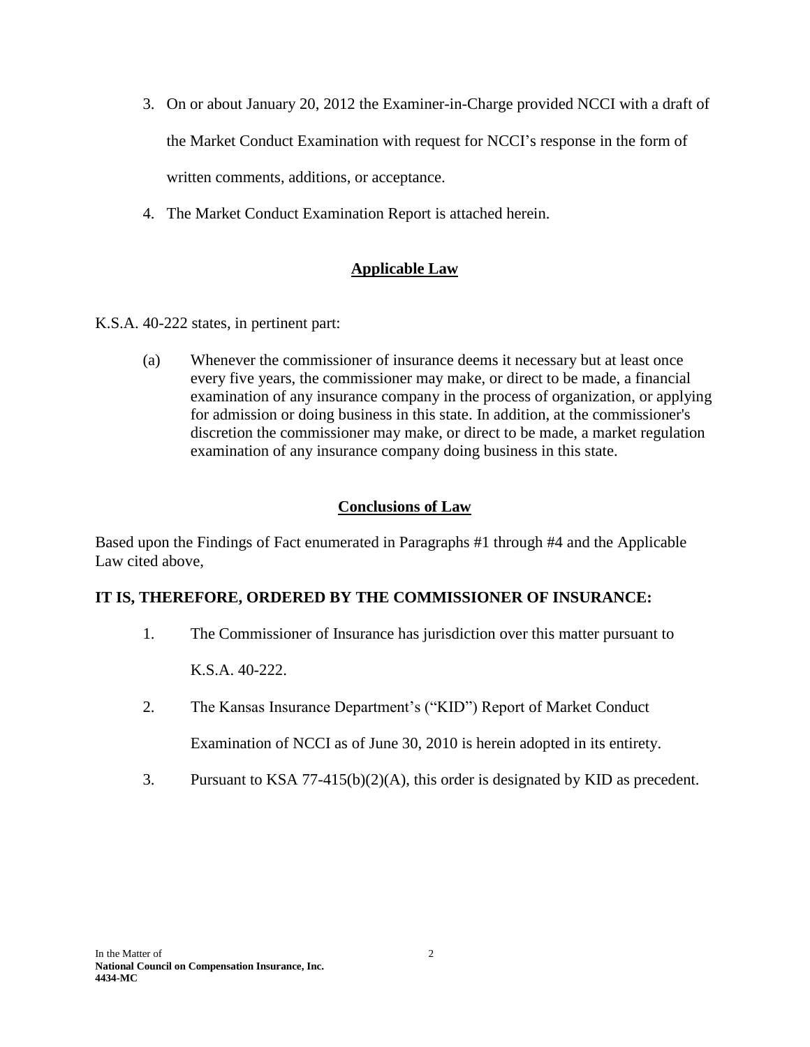3. On or about January 20, 2012 the Examiner-in-Charge provided NCCI with a draft of the Market Conduct Examination with request for NCCI's response in the form of written comments, additions, or acceptance.
4. The Market Conduct Examination Report is attached herein.

## Applicable Law

K.S.A. 40-222 states, in pertinent part:

> (a) Whenever the commissioner of insurance deems it necessary but at least once every five years, the commissioner may make, or direct to be made, a financial examination of any insurance company in the process of organization, or applying for admission or doing business in this state. In addition, at the commissioner's discretion the commissioner may make, or direct to be made, a market regulation examination of any insurance company doing business in this state.

## Conclusions of Law

Based upon the Findings of Fact enumerated in Paragraphs #1 through #4 and the Applicable Law cited above,

**IT IS, THEREFORE, ORDERED BY THE COMMISSIONER OF INSURANCE:**

1. The Commissioner of Insurance has jurisdiction over this matter pursuant to K.S.A. 40-222.
2. The Kansas Insurance Department's ("KID") Report of Market Conduct Examination of NCCI as of June 30, 2010 is herein adopted in its entirety.
3. Pursuant to KSA 77-415(b)(2)(A), this order is designated by KID as precedent.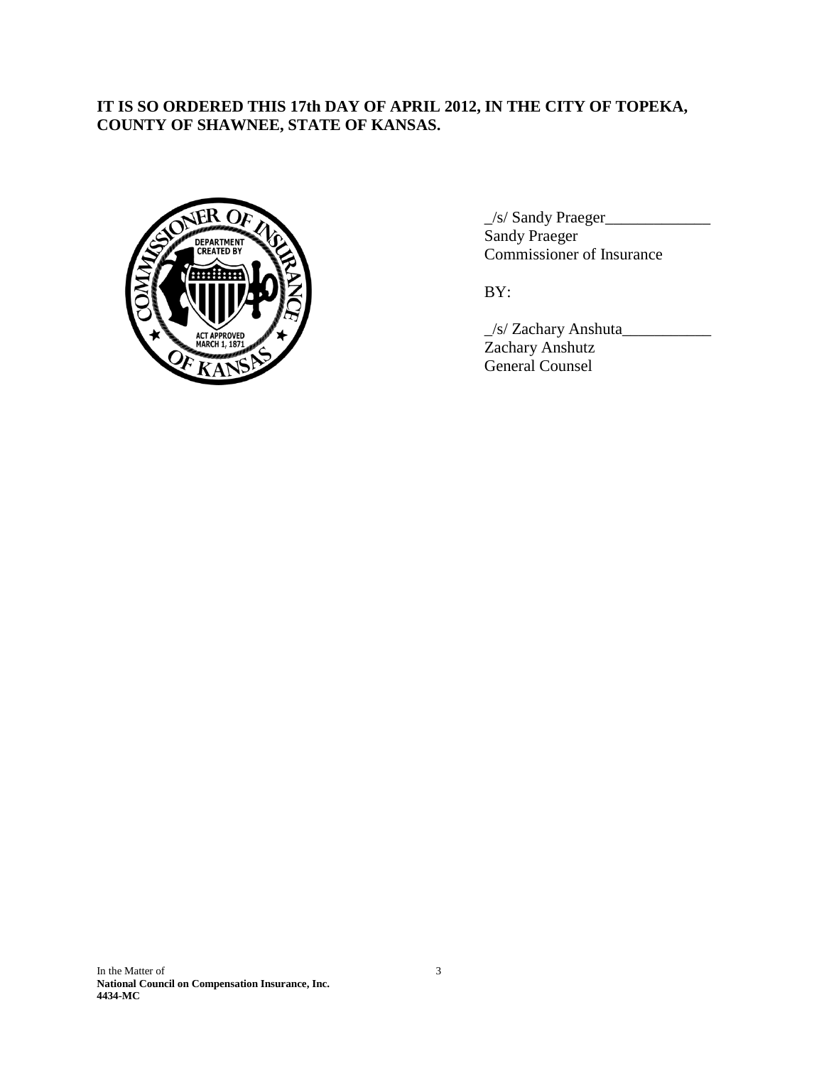**IT IS SO ORDERED THIS 17th DAY OF APRIL 2012, IN THE CITY OF TOPEKA, COUNTY OF SHAWNEE, STATE OF KANSAS.**

_/s/ Sandy Praeger_____________
Sandy Praeger
Commissioner of Insurance

BY:

_/s/ Zachary Anshuta___________
Zachary Anshutz
General Counsel

In the Matter of
**National Council on Compensation Insurance, Inc.**
**4434-MC**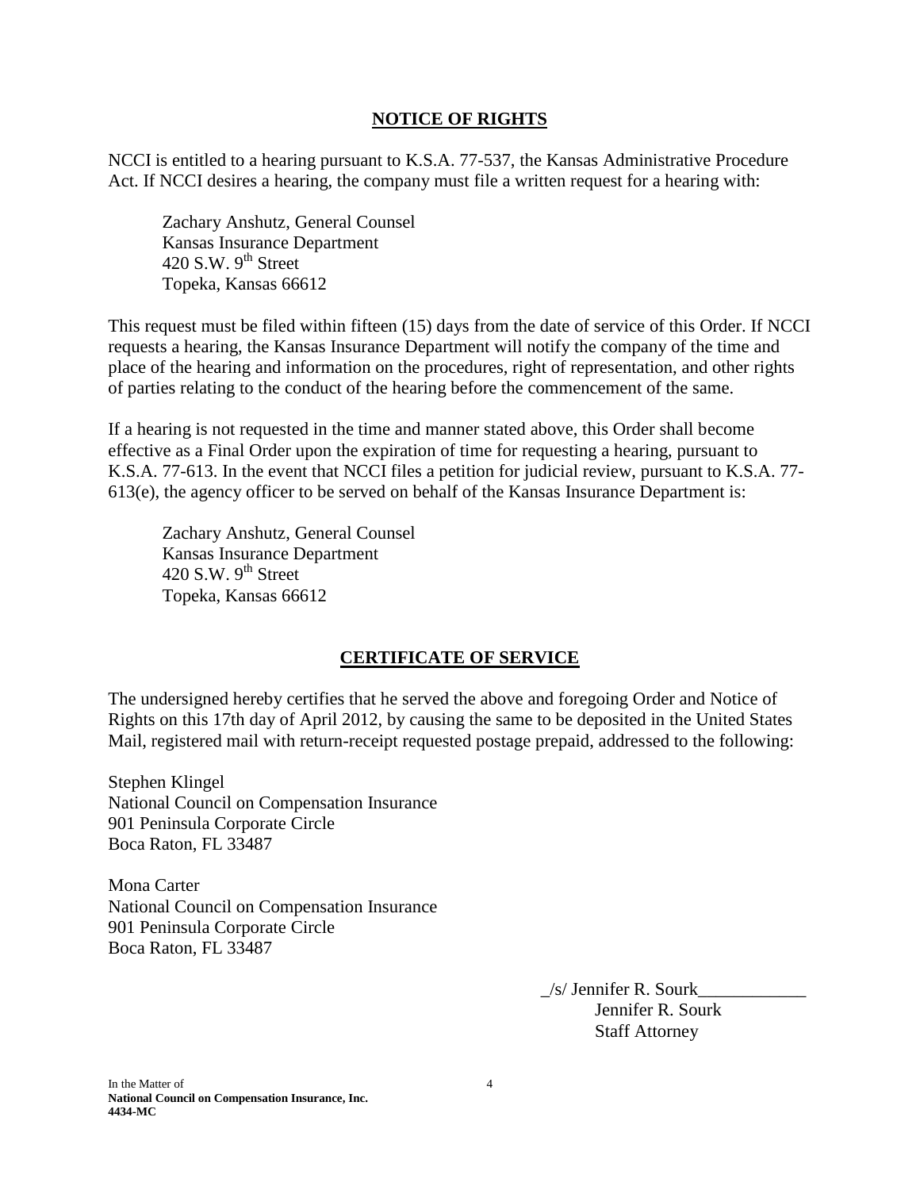## NOTICE OF RIGHTS

NCCI is entitled to a hearing pursuant to K.S.A. 77-537, the Kansas Administrative Procedure Act. If NCCI desires a hearing, the company must file a written request for a hearing with:

Zachary Anshutz, General Counsel
Kansas Insurance Department
420 S.W. 9th Street
Topeka, Kansas 66612

This request must be filed within fifteen (15) days from the date of service of this Order. If NCCI requests a hearing, the Kansas Insurance Department will notify the company of the time and place of the hearing and information on the procedures, right of representation, and other rights of parties relating to the conduct of the hearing before the commencement of the same.

If a hearing is not requested in the time and manner stated above, this Order shall become effective as a Final Order upon the expiration of time for requesting a hearing, pursuant to K.S.A. 77-613. In the event that NCCI files a petition for judicial review, pursuant to K.S.A. 77-613(e), the agency officer to be served on behalf of the Kansas Insurance Department is:

Zachary Anshutz, General Counsel
Kansas Insurance Department
420 S.W. 9th Street
Topeka, Kansas 66612

## CERTIFICATE OF SERVICE

The undersigned hereby certifies that he served the above and foregoing Order and Notice of Rights on this 17th day of April 2012, by causing the same to be deposited in the United States Mail, registered mail with return-receipt requested postage prepaid, addressed to the following:

Stephen Klingel
National Council on Compensation Insurance
901 Peninsula Corporate Circle
Boca Raton, FL 33487

Mona Carter
National Council on Compensation Insurance
901 Peninsula Corporate Circle
Boca Raton, FL 33487

_/s/ Jennifer R. Sourk____________
Jennifer R. Sourk
Staff Attorney